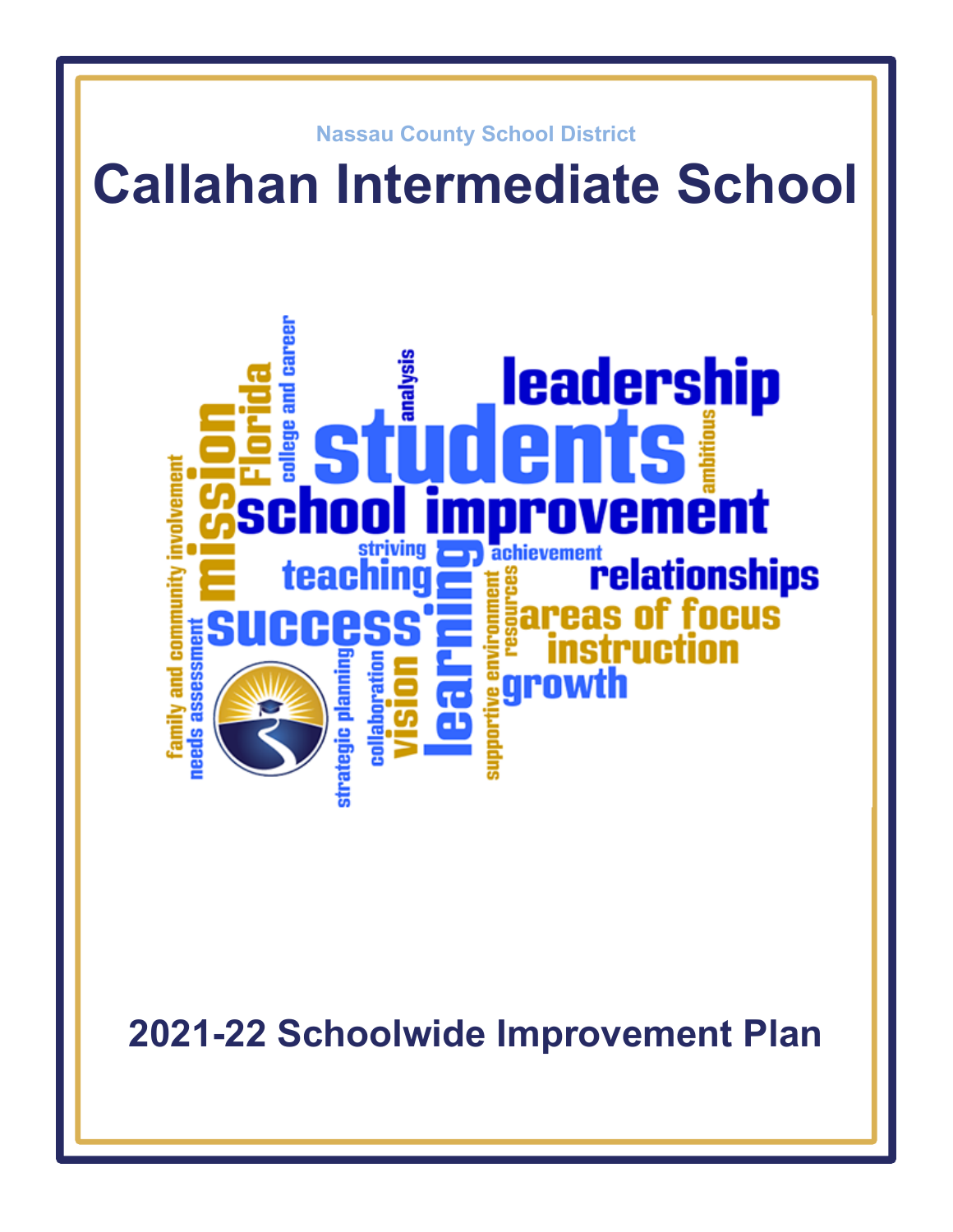Nassau County School District

# Callahan Intermediate School

## 2021-22 Schoolwide Improvement Plan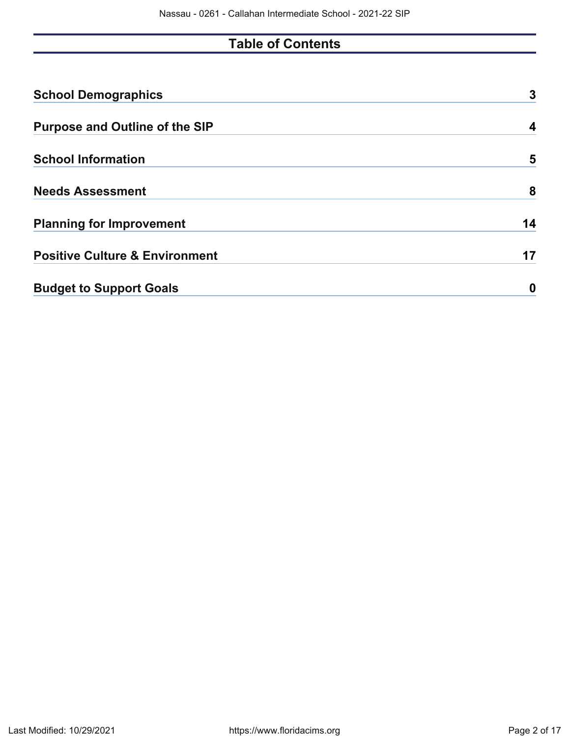# Table of Contents

| | |
|---|---|
| **School Demographics** | **3** |
| **Purpose and Outline of the SIP** | **4** |
| **School Information** | **5** |
| **Needs Assessment** | **8** |
| **Planning for Improvement** | **14** |
| **Positive Culture & Environment** | **17** |
| **Budget to Support Goals** | **0** |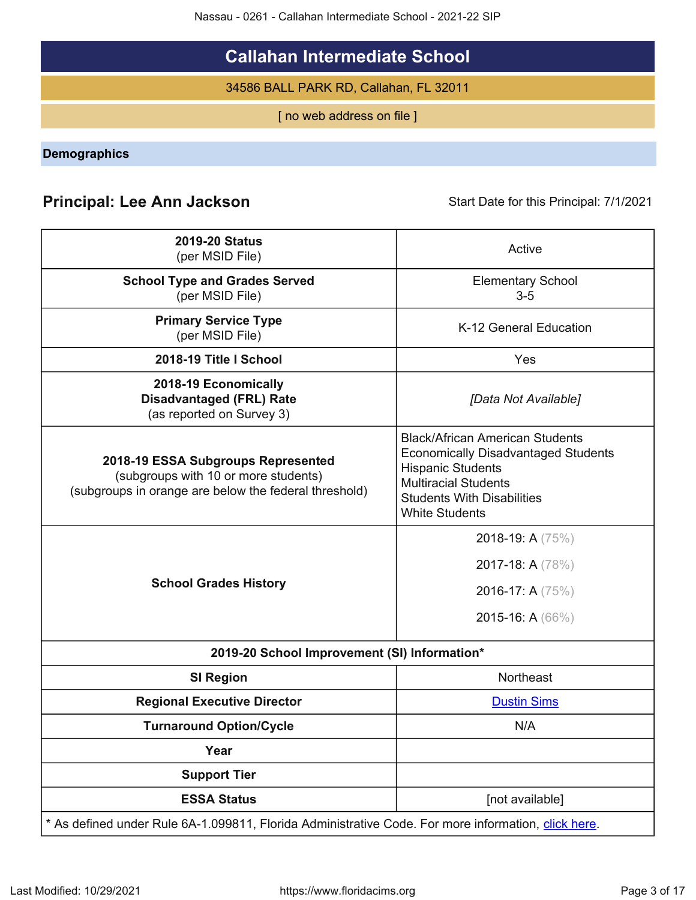# Callahan Intermediate School

34586 BALL PARK RD, Callahan, FL 32011

[ no web address on file ]

## Demographics

**Principal: Lee Ann Jackson** Start Date for this Principal: 7/1/2021

| | |
|---|---|
| **2019-20 Status** (per MSID File) | Active |
| **School Type and Grades Served** (per MSID File) | Elementary School<br>3-5 |
| **Primary Service Type** (per MSID File) | K-12 General Education |
| **2018-19 Title I School** | Yes |
| **2018-19 Economically Disadvantaged (FRL) Rate** (as reported on Survey 3) | *[Data Not Available]* |
| **2018-19 ESSA Subgroups Represented** (subgroups with 10 or more students) (subgroups in orange are below the federal threshold) | Black/African American Students<br>Economically Disadvantaged Students<br>Hispanic Students<br>Multiracial Students<br>Students With Disabilities<br>White Students |
| **School Grades History** | 2018-19: A (75%)<br>2017-18: A (78%)<br>2016-17: A (75%)<br>2015-16: A (66%) |
| **2019-20 School Improvement (SI) Information*** | |
| **SI Region** | Northeast |
| **Regional Executive Director** | Dustin Sims |
| **Turnaround Option/Cycle** | N/A |
| **Year** | |
| **Support Tier** | |
| **ESSA Status** | [not available] |

* As defined under Rule 6A-1.099811, Florida Administrative Code. For more information, click here.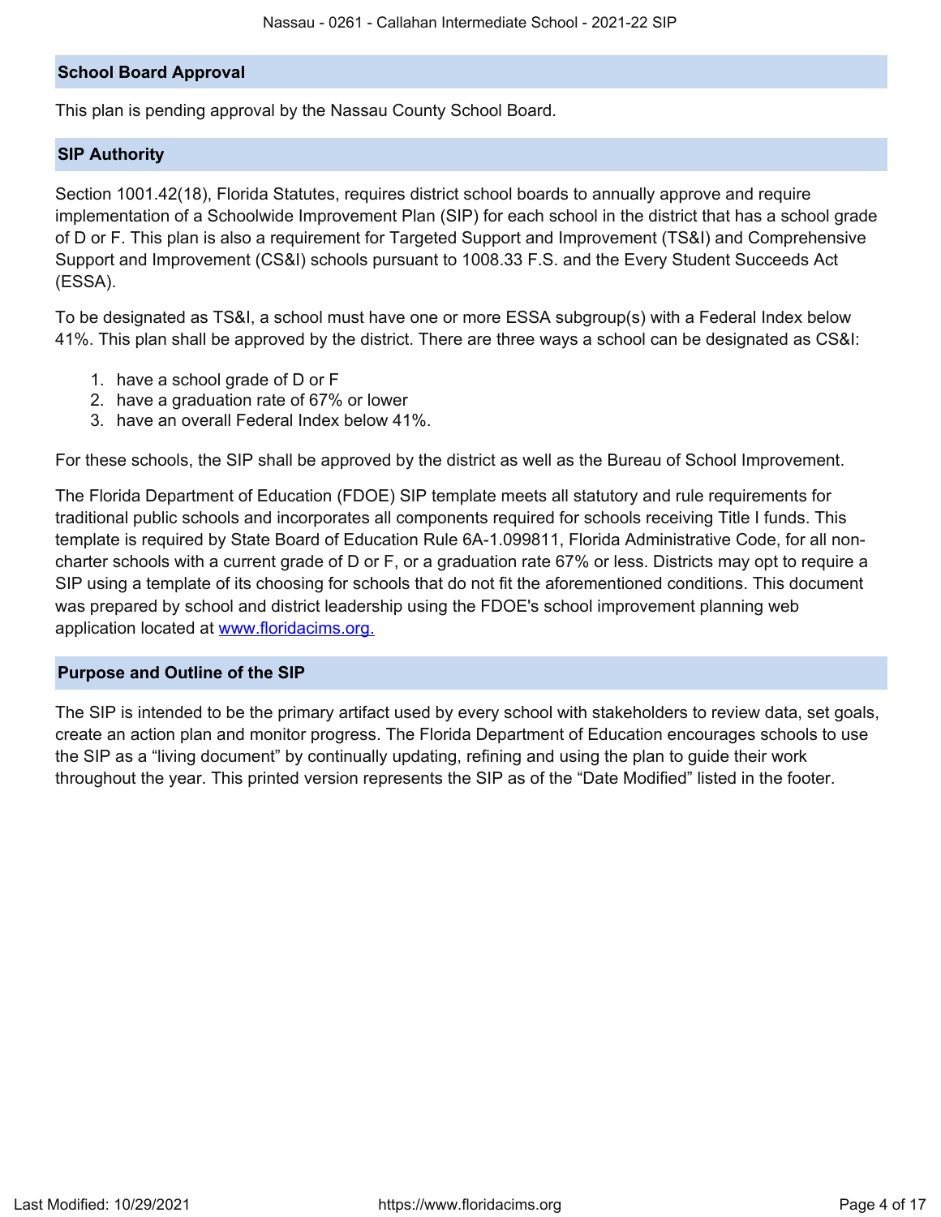## School Board Approval

This plan is pending approval by the Nassau County School Board.

## SIP Authority

Section 1001.42(18), Florida Statutes, requires district school boards to annually approve and require implementation of a Schoolwide Improvement Plan (SIP) for each school in the district that has a school grade of D or F. This plan is also a requirement for Targeted Support and Improvement (TS&I) and Comprehensive Support and Improvement (CS&I) schools pursuant to 1008.33 F.S. and the Every Student Succeeds Act (ESSA).

To be designated as TS&I, a school must have one or more ESSA subgroup(s) with a Federal Index below 41%. This plan shall be approved by the district. There are three ways a school can be designated as CS&I:

1. have a school grade of D or F
2. have a graduation rate of 67% or lower
3. have an overall Federal Index below 41%.

For these schools, the SIP shall be approved by the district as well as the Bureau of School Improvement.

The Florida Department of Education (FDOE) SIP template meets all statutory and rule requirements for traditional public schools and incorporates all components required for schools receiving Title I funds. This template is required by State Board of Education Rule 6A-1.099811, Florida Administrative Code, for all non-charter schools with a current grade of D or F, or a graduation rate 67% or less. Districts may opt to require a SIP using a template of its choosing for schools that do not fit the aforementioned conditions. This document was prepared by school and district leadership using the FDOE's school improvement planning web application located at [www.floridacims.org.](https://www.floridacims.org)

## Purpose and Outline of the SIP

The SIP is intended to be the primary artifact used by every school with stakeholders to review data, set goals, create an action plan and monitor progress. The Florida Department of Education encourages schools to use the SIP as a "living document" by continually updating, refining and using the plan to guide their work throughout the year. This printed version represents the SIP as of the "Date Modified" listed in the footer.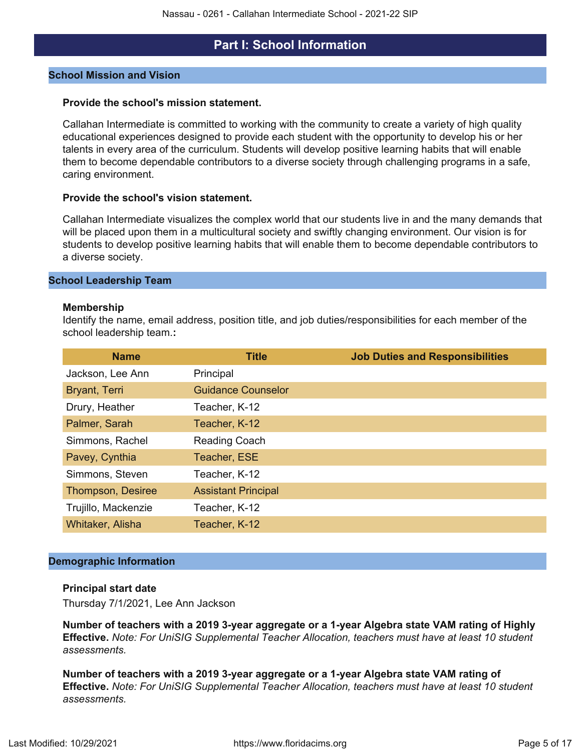# Part I: School Information

## School Mission and Vision

**Provide the school's mission statement.**

Callahan Intermediate is committed to working with the community to create a variety of high quality educational experiences designed to provide each student with the opportunity to develop his or her talents in every area of the curriculum. Students will develop positive learning habits that will enable them to become dependable contributors to a diverse society through challenging programs in a safe, caring environment.

**Provide the school's vision statement.**

Callahan Intermediate visualizes the complex world that our students live in and the many demands that will be placed upon them in a multicultural society and swiftly changing environment. Our vision is for students to develop positive learning habits that will enable them to become dependable contributors to a diverse society.

## School Leadership Team

**Membership**

Identify the name, email address, position title, and job duties/responsibilities for each member of the school leadership team.**:**

| Name | Title | Job Duties and Responsibilities |
|---|---|---|
| Jackson, Lee Ann | Principal | |
| Bryant, Terri | Guidance Counselor | |
| Drury, Heather | Teacher, K-12 | |
| Palmer, Sarah | Teacher, K-12 | |
| Simmons, Rachel | Reading Coach | |
| Pavey, Cynthia | Teacher, ESE | |
| Simmons, Steven | Teacher, K-12 | |
| Thompson, Desiree | Assistant Principal | |
| Trujillo, Mackenzie | Teacher, K-12 | |
| Whitaker, Alisha | Teacher, K-12 | |

## Demographic Information

**Principal start date**

Thursday 7/1/2021, Lee Ann Jackson

**Number of teachers with a 2019 3-year aggregate or a 1-year Algebra state VAM rating of Highly Effective.** *Note: For UniSIG Supplemental Teacher Allocation, teachers must have at least 10 student assessments.*

**Number of teachers with a 2019 3-year aggregate or a 1-year Algebra state VAM rating of Effective.** *Note: For UniSIG Supplemental Teacher Allocation, teachers must have at least 10 student assessments.*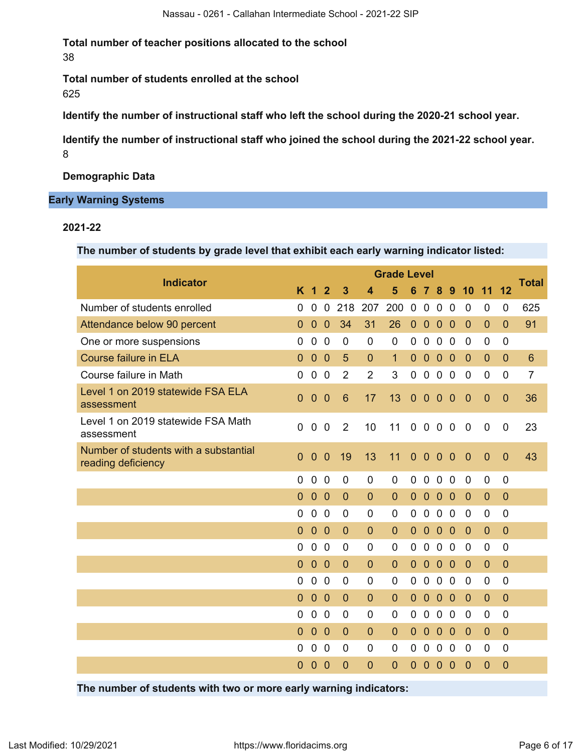**Total number of teacher positions allocated to the school**

38

**Total number of students enrolled at the school**

625

**Identify the number of instructional staff who left the school during the 2020-21 school year.**

**Identify the number of instructional staff who joined the school during the 2021-22 school year.**

8

**Demographic Data**

## Early Warning Systems

### 2021-22

**The number of students by grade level that exhibit each early warning indicator listed:**

| Indicator | Grade Level | | | | | | | | | | | | | Total |
|---|---|---|---|---|---|---|---|---|---|---|---|---|---|---|
| | K | 1 | 2 | 3 | 4 | 5 | 6 | 7 | 8 | 9 | 10 | 11 | 12 | |
| Number of students enrolled | 0 | 0 | 0 | 218 | 207 | 200 | 0 | 0 | 0 | 0 | 0 | 0 | 0 | 625 |
| Attendance below 90 percent | 0 | 0 | 0 | 34 | 31 | 26 | 0 | 0 | 0 | 0 | 0 | 0 | 0 | 91 |
| One or more suspensions | 0 | 0 | 0 | 0 | 0 | 0 | 0 | 0 | 0 | 0 | 0 | 0 | 0 | |
| Course failure in ELA | 0 | 0 | 0 | 5 | 0 | 1 | 0 | 0 | 0 | 0 | 0 | 0 | 0 | 6 |
| Course failure in Math | 0 | 0 | 0 | 2 | 2 | 3 | 0 | 0 | 0 | 0 | 0 | 0 | 0 | 7 |
| Level 1 on 2019 statewide FSA ELA assessment | 0 | 0 | 0 | 6 | 17 | 13 | 0 | 0 | 0 | 0 | 0 | 0 | 0 | 36 |
| Level 1 on 2019 statewide FSA Math assessment | 0 | 0 | 0 | 2 | 10 | 11 | 0 | 0 | 0 | 0 | 0 | 0 | 0 | 23 |
| Number of students with a substantial reading deficiency | 0 | 0 | 0 | 19 | 13 | 11 | 0 | 0 | 0 | 0 | 0 | 0 | 0 | 43 |
| | 0 | 0 | 0 | 0 | 0 | 0 | 0 | 0 | 0 | 0 | 0 | 0 | 0 | |
| | 0 | 0 | 0 | 0 | 0 | 0 | 0 | 0 | 0 | 0 | 0 | 0 | 0 | |
| | 0 | 0 | 0 | 0 | 0 | 0 | 0 | 0 | 0 | 0 | 0 | 0 | 0 | |
| | 0 | 0 | 0 | 0 | 0 | 0 | 0 | 0 | 0 | 0 | 0 | 0 | 0 | |
| | 0 | 0 | 0 | 0 | 0 | 0 | 0 | 0 | 0 | 0 | 0 | 0 | 0 | |
| | 0 | 0 | 0 | 0 | 0 | 0 | 0 | 0 | 0 | 0 | 0 | 0 | 0 | |
| | 0 | 0 | 0 | 0 | 0 | 0 | 0 | 0 | 0 | 0 | 0 | 0 | 0 | |
| | 0 | 0 | 0 | 0 | 0 | 0 | 0 | 0 | 0 | 0 | 0 | 0 | 0 | |
| | 0 | 0 | 0 | 0 | 0 | 0 | 0 | 0 | 0 | 0 | 0 | 0 | 0 | |
| | 0 | 0 | 0 | 0 | 0 | 0 | 0 | 0 | 0 | 0 | 0 | 0 | 0 | |
| | 0 | 0 | 0 | 0 | 0 | 0 | 0 | 0 | 0 | 0 | 0 | 0 | 0 | |
| | 0 | 0 | 0 | 0 | 0 | 0 | 0 | 0 | 0 | 0 | 0 | 0 | 0 | |

**The number of students with two or more early warning indicators:**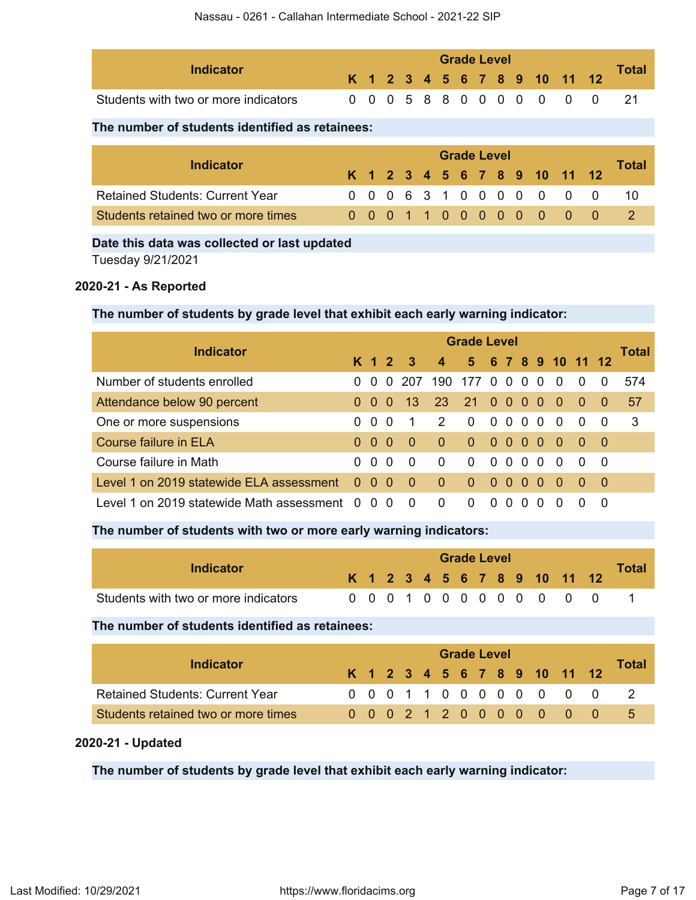| Indicator | K | 1 | 2 | 3 | 4 | 5 | 6 | 7 | 8 | 9 | 10 | 11 | 12 | Total |
|---|---|---|---|---|---|---|---|---|---|---|---|---|---|---|
| Students with two or more indicators | 0 | 0 | 0 | 5 | 8 | 8 | 0 | 0 | 0 | 0 | 0 | 0 | 0 | 21 |

**The number of students identified as retainees:**

| Indicator | K | 1 | 2 | 3 | 4 | 5 | 6 | 7 | 8 | 9 | 10 | 11 | 12 | Total |
|---|---|---|---|---|---|---|---|---|---|---|---|---|---|---|
| Retained Students: Current Year | 0 | 0 | 0 | 6 | 3 | 1 | 0 | 0 | 0 | 0 | 0 | 0 | 0 | 10 |
| Students retained two or more times | 0 | 0 | 0 | 1 | 1 | 0 | 0 | 0 | 0 | 0 | 0 | 0 | 0 | 2 |

**Date this data was collected or last updated**

Tuesday 9/21/2021

### 2020-21 - As Reported

**The number of students by grade level that exhibit each early warning indicator:**

| Indicator | K | 1 | 2 | 3 | 4 | 5 | 6 | 7 | 8 | 9 | 10 | 11 | 12 | Total |
|---|---|---|---|---|---|---|---|---|---|---|---|---|---|---|
| Number of students enrolled | 0 | 0 | 0 | 207 | 190 | 177 | 0 | 0 | 0 | 0 | 0 | 0 | 0 | 574 |
| Attendance below 90 percent | 0 | 0 | 0 | 13 | 23 | 21 | 0 | 0 | 0 | 0 | 0 | 0 | 0 | 57 |
| One or more suspensions | 0 | 0 | 0 | 1 | 2 | 0 | 0 | 0 | 0 | 0 | 0 | 0 | 0 | 3 |
| Course failure in ELA | 0 | 0 | 0 | 0 | 0 | 0 | 0 | 0 | 0 | 0 | 0 | 0 | 0 | |
| Course failure in Math | 0 | 0 | 0 | 0 | 0 | 0 | 0 | 0 | 0 | 0 | 0 | 0 | 0 | |
| Level 1 on 2019 statewide ELA assessment | 0 | 0 | 0 | 0 | 0 | 0 | 0 | 0 | 0 | 0 | 0 | 0 | 0 | |
| Level 1 on 2019 statewide Math assessment | 0 | 0 | 0 | 0 | 0 | 0 | 0 | 0 | 0 | 0 | 0 | 0 | 0 | |

**The number of students with two or more early warning indicators:**

| Indicator | K | 1 | 2 | 3 | 4 | 5 | 6 | 7 | 8 | 9 | 10 | 11 | 12 | Total |
|---|---|---|---|---|---|---|---|---|---|---|---|---|---|---|
| Students with two or more indicators | 0 | 0 | 0 | 1 | 0 | 0 | 0 | 0 | 0 | 0 | 0 | 0 | 0 | 1 |

**The number of students identified as retainees:**

| Indicator | K | 1 | 2 | 3 | 4 | 5 | 6 | 7 | 8 | 9 | 10 | 11 | 12 | Total |
|---|---|---|---|---|---|---|---|---|---|---|---|---|---|---|
| Retained Students: Current Year | 0 | 0 | 0 | 1 | 1 | 0 | 0 | 0 | 0 | 0 | 0 | 0 | 0 | 2 |
| Students retained two or more times | 0 | 0 | 0 | 2 | 1 | 2 | 0 | 0 | 0 | 0 | 0 | 0 | 0 | 5 |

### 2020-21 - Updated

**The number of students by grade level that exhibit each early warning indicator:**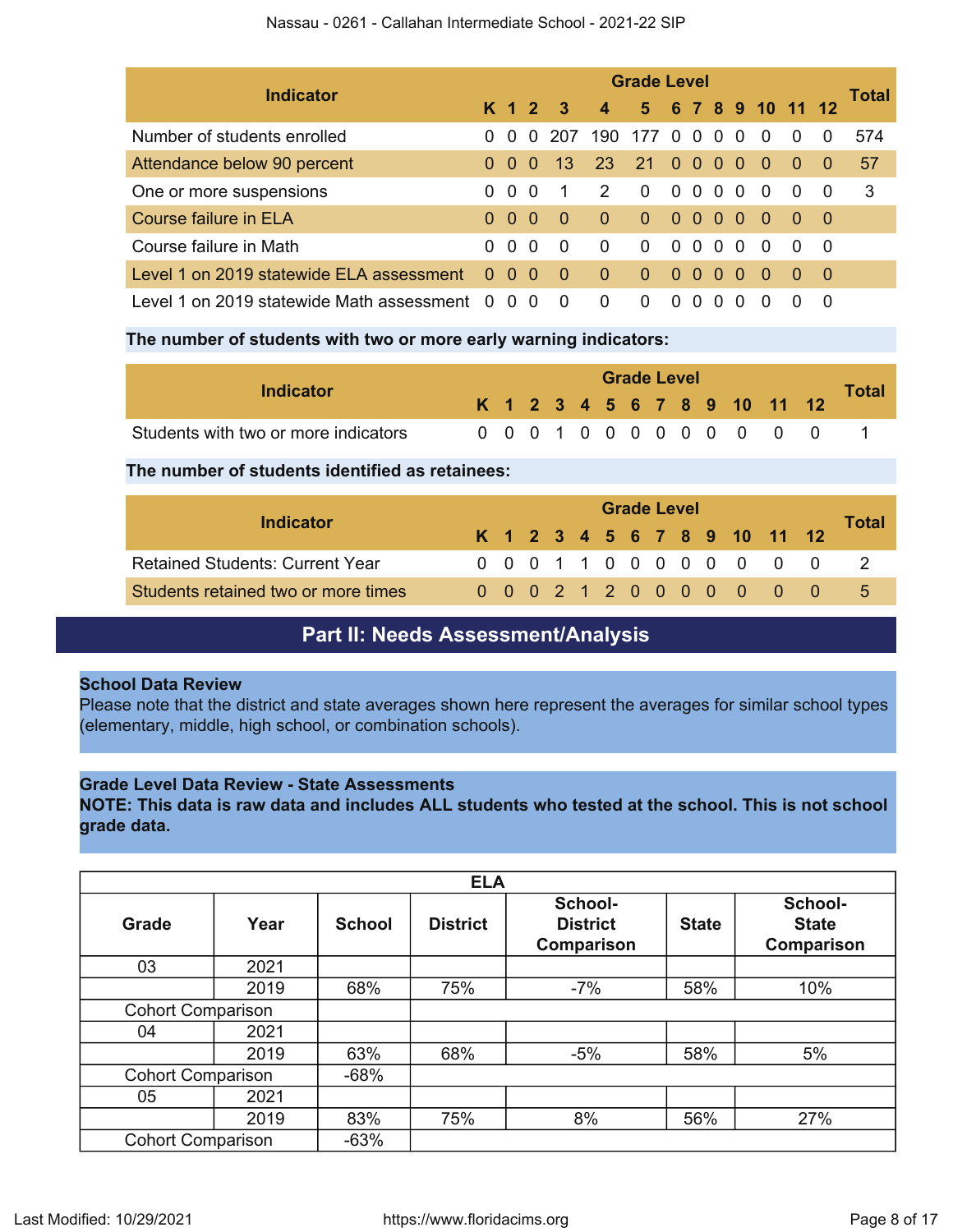| Indicator | Grade Level | | | | | | | | | | | | | Total |
|---|---|---|---|---|---|---|---|---|---|---|---|---|---|---|
| | K | 1 | 2 | 3 | 4 | 5 | 6 | 7 | 8 | 9 | 10 | 11 | 12 | |
| Number of students enrolled | 0 | 0 | 0 | 207 | 190 | 177 | 0 | 0 | 0 | 0 | 0 | 0 | 0 | 574 |
| Attendance below 90 percent | 0 | 0 | 0 | 13 | 23 | 21 | 0 | 0 | 0 | 0 | 0 | 0 | 0 | 57 |
| One or more suspensions | 0 | 0 | 0 | 1 | 2 | 0 | 0 | 0 | 0 | 0 | 0 | 0 | 0 | 3 |
| Course failure in ELA | 0 | 0 | 0 | 0 | 0 | 0 | 0 | 0 | 0 | 0 | 0 | 0 | 0 | |
| Course failure in Math | 0 | 0 | 0 | 0 | 0 | 0 | 0 | 0 | 0 | 0 | 0 | 0 | 0 | |
| Level 1 on 2019 statewide ELA assessment | 0 | 0 | 0 | 0 | 0 | 0 | 0 | 0 | 0 | 0 | 0 | 0 | 0 | |
| Level 1 on 2019 statewide Math assessment | 0 | 0 | 0 | 0 | 0 | 0 | 0 | 0 | 0 | 0 | 0 | 0 | 0 | |

**The number of students with two or more early warning indicators:**

| Indicator | Grade Level | | | | | | | | | | | | | Total |
|---|---|---|---|---|---|---|---|---|---|---|---|---|---|---|
| | K | 1 | 2 | 3 | 4 | 5 | 6 | 7 | 8 | 9 | 10 | 11 | 12 | |
| Students with two or more indicators | 0 | 0 | 0 | 1 | 0 | 0 | 0 | 0 | 0 | 0 | 0 | 0 | 0 | 1 |

**The number of students identified as retainees:**

| Indicator | Grade Level | | | | | | | | | | | | | Total |
|---|---|---|---|---|---|---|---|---|---|---|---|---|---|---|
| | K | 1 | 2 | 3 | 4 | 5 | 6 | 7 | 8 | 9 | 10 | 11 | 12 | |
| Retained Students: Current Year | 0 | 0 | 0 | 1 | 1 | 0 | 0 | 0 | 0 | 0 | 0 | 0 | 0 | 2 |
| Students retained two or more times | 0 | 0 | 0 | 2 | 1 | 2 | 0 | 0 | 0 | 0 | 0 | 0 | 0 | 5 |

## Part II: Needs Assessment/Analysis

**School Data Review**

Please note that the district and state averages shown here represent the averages for similar school types (elementary, middle, high school, or combination schools).

**Grade Level Data Review - State Assessments**

**NOTE: This data is raw data and includes ALL students who tested at the school. This is not school grade data.**

| ELA | | | | | | |
|---|---|---|---|---|---|---|
| Grade | Year | School | District | School-District Comparison | State | School-State Comparison |
| 03 | 2021 | | | | | |
| | 2019 | 68% | 75% | -7% | 58% | 10% |
| Cohort Comparison | | | | | | |
| 04 | 2021 | | | | | |
| | 2019 | 63% | 68% | -5% | 58% | 5% |
| Cohort Comparison | | -68% | | | | |
| 05 | 2021 | | | | | |
| | 2019 | 83% | 75% | 8% | 56% | 27% |
| Cohort Comparison | | -63% | | | | |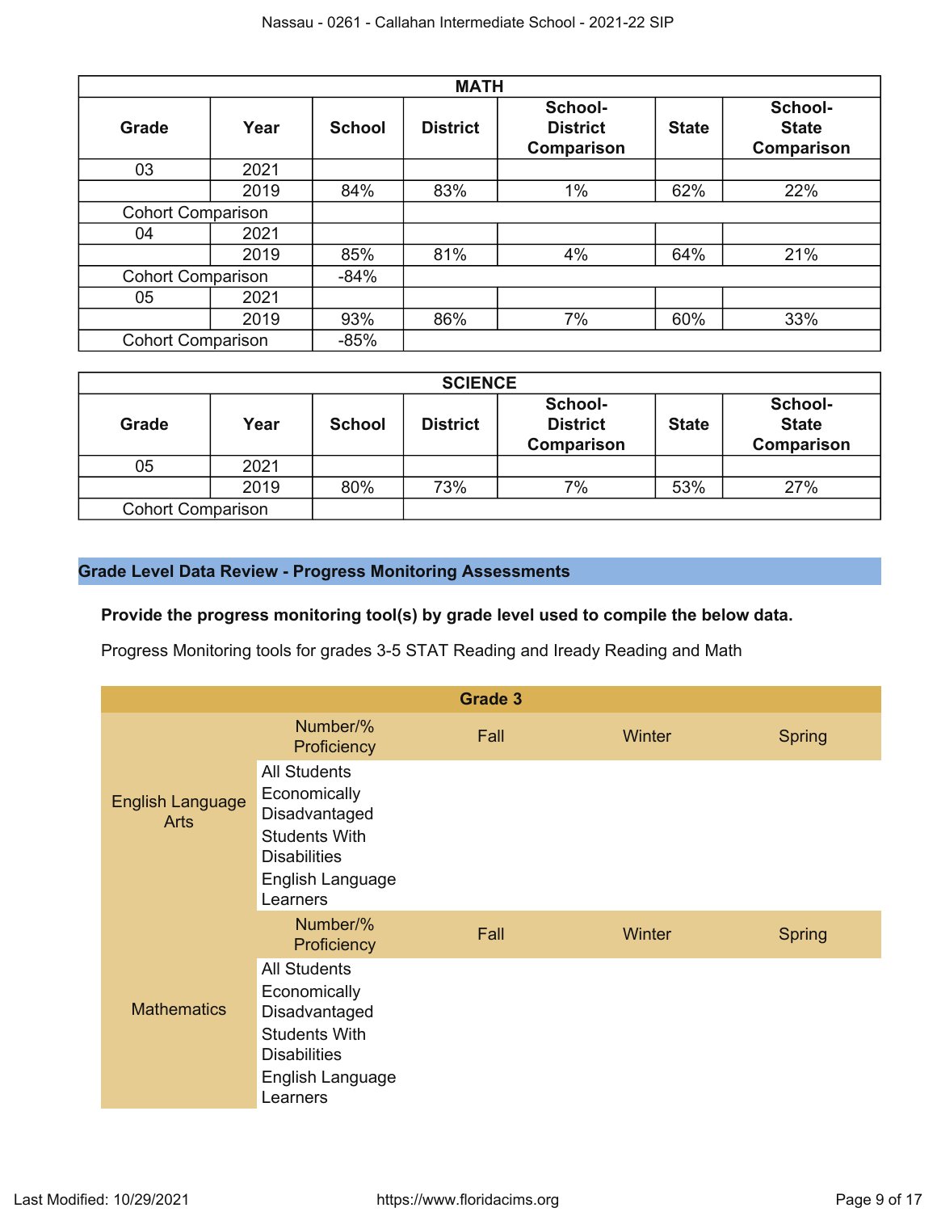| MATH | | | | | | |
|---|---|---|---|---|---|---|
| **Grade** | **Year** | **School** | **District** | **School-District Comparison** | **State** | **School-State Comparison** |
| 03 | 2021 | | | | | |
| | 2019 | 84% | 83% | 1% | 62% | 22% |
| Cohort Comparison | | | | | | |
| 04 | 2021 | | | | | |
| | 2019 | 85% | 81% | 4% | 64% | 21% |
| Cohort Comparison | | -84% | | | | |
| 05 | 2021 | | | | | |
| | 2019 | 93% | 86% | 7% | 60% | 33% |
| Cohort Comparison | | -85% | | | | |

| SCIENCE | | | | | | |
|---|---|---|---|---|---|---|
| **Grade** | **Year** | **School** | **District** | **School-District Comparison** | **State** | **School-State Comparison** |
| 05 | 2021 | | | | | |
| | 2019 | 80% | 73% | 7% | 53% | 27% |
| Cohort Comparison | | | | | | |

## Grade Level Data Review - Progress Monitoring Assessments

**Provide the progress monitoring tool(s) by grade level used to compile the below data.**

Progress Monitoring tools for grades 3-5 STAT Reading and Iready Reading and Math

| Grade 3 | | | | |
|---|---|---|---|---|
| | Number/% Proficiency | Fall | Winter | Spring |
| English Language Arts | All Students | | | |
| | Economically Disadvantaged | | | |
| | Students With Disabilities | | | |
| | English Language Learners | | | |
| | Number/% Proficiency | Fall | Winter | Spring |
| Mathematics | All Students | | | |
| | Economically Disadvantaged | | | |
| | Students With Disabilities | | | |
| | English Language Learners | | | |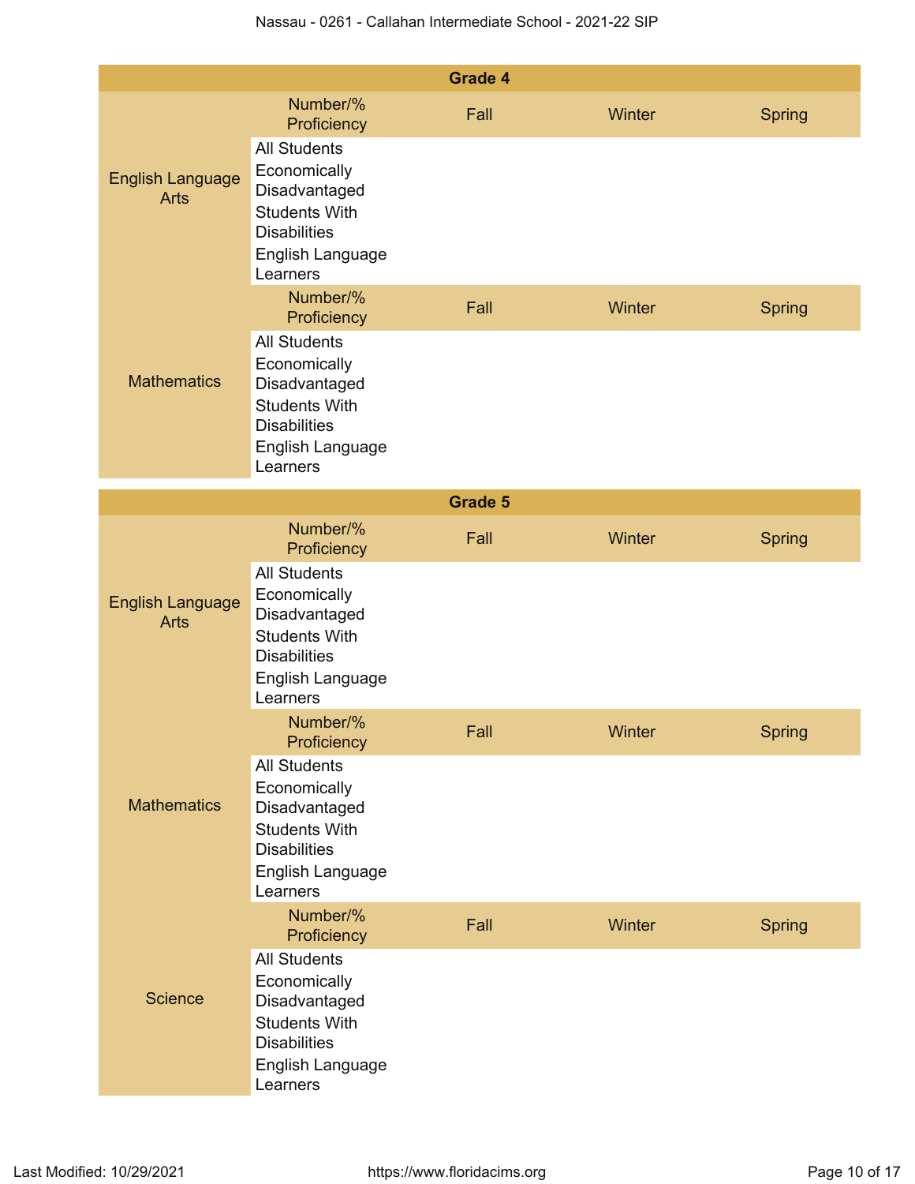| Grade 4 | | | | |
|---|---|---|---|---|
| | Number/% Proficiency | Fall | Winter | Spring |
| English Language Arts | All Students | | | |
| | Economically Disadvantaged | | | |
| | Students With Disabilities | | | |
| | English Language Learners | | | |
| | Number/% Proficiency | Fall | Winter | Spring |
| Mathematics | All Students | | | |
| | Economically Disadvantaged | | | |
| | Students With Disabilities | | | |
| | English Language Learners | | | |

| Grade 5 | | | | |
|---|---|---|---|---|
| | Number/% Proficiency | Fall | Winter | Spring |
| English Language Arts | All Students | | | |
| | Economically Disadvantaged | | | |
| | Students With Disabilities | | | |
| | English Language Learners | | | |
| | Number/% Proficiency | Fall | Winter | Spring |
| Mathematics | All Students | | | |
| | Economically Disadvantaged | | | |
| | Students With Disabilities | | | |
| | English Language Learners | | | |
| | Number/% Proficiency | Fall | Winter | Spring |
| Science | All Students | | | |
| | Economically Disadvantaged | | | |
| | Students With Disabilities | | | |
| | English Language Learners | | | |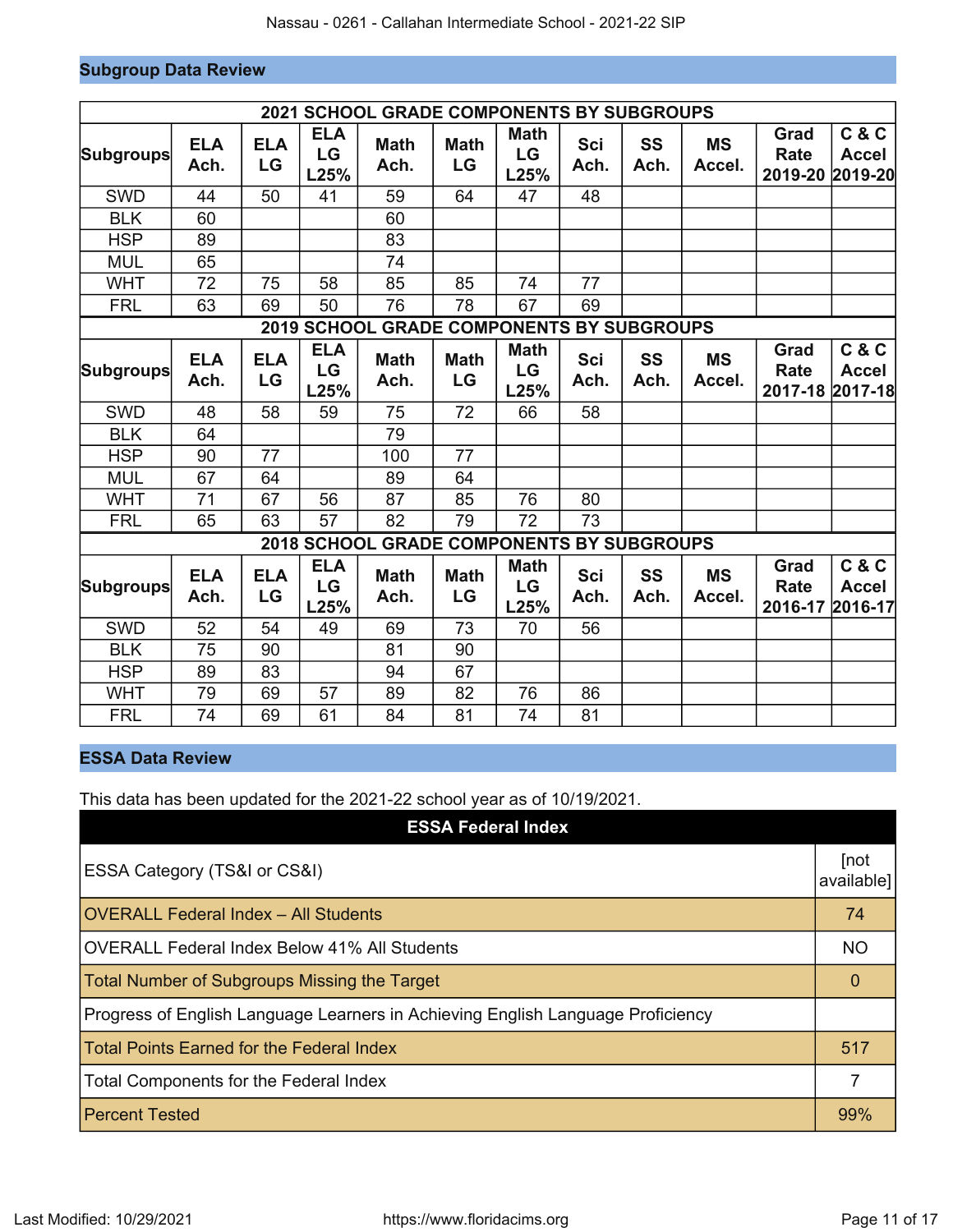## Subgroup Data Review

| 2021 SCHOOL GRADE COMPONENTS BY SUBGROUPS | | | | | | | | | | | |
|---|---|---|---|---|---|---|---|---|---|---|---|
| Subgroups | ELA Ach. | ELA LG | ELA LG L25% | Math Ach. | Math LG | Math LG L25% | Sci Ach. | SS Ach. | MS Accel. | Grad Rate 2019-20 | C & C Accel 2019-20 |
| SWD | 44 | 50 | 41 | 59 | 64 | 47 | 48 | | | | |
| BLK | 60 | | | 60 | | | | | | | |
| HSP | 89 | | | 83 | | | | | | | |
| MUL | 65 | | | 74 | | | | | | | |
| WHT | 72 | 75 | 58 | 85 | 85 | 74 | 77 | | | | |
| FRL | 63 | 69 | 50 | 76 | 78 | 67 | 69 | | | | |
| **2019 SCHOOL GRADE COMPONENTS BY SUBGROUPS** | | | | | | | | | | | |
| Subgroups | ELA Ach. | ELA LG | ELA LG L25% | Math Ach. | Math LG | Math LG L25% | Sci Ach. | SS Ach. | MS Accel. | Grad Rate 2017-18 | C & C Accel 2017-18 |
| SWD | 48 | 58 | 59 | 75 | 72 | 66 | 58 | | | | |
| BLK | 64 | | | 79 | | | | | | | |
| HSP | 90 | 77 | | 100 | 77 | | | | | | |
| MUL | 67 | 64 | | 89 | 64 | | | | | | |
| WHT | 71 | 67 | 56 | 87 | 85 | 76 | 80 | | | | |
| FRL | 65 | 63 | 57 | 82 | 79 | 72 | 73 | | | | |
| **2018 SCHOOL GRADE COMPONENTS BY SUBGROUPS** | | | | | | | | | | | |
| Subgroups | ELA Ach. | ELA LG | ELA LG L25% | Math Ach. | Math LG | Math LG L25% | Sci Ach. | SS Ach. | MS Accel. | Grad Rate 2016-17 | C & C Accel 2016-17 |
| SWD | 52 | 54 | 49 | 69 | 73 | 70 | 56 | | | | |
| BLK | 75 | 90 | | 81 | 90 | | | | | | |
| HSP | 89 | 83 | | 94 | 67 | | | | | | |
| WHT | 79 | 69 | 57 | 89 | 82 | 76 | 86 | | | | |
| FRL | 74 | 69 | 61 | 84 | 81 | 74 | 81 | | | | |

## ESSA Data Review

This data has been updated for the 2021-22 school year as of 10/19/2021.

| ESSA Federal Index | |
|---|---|
| ESSA Category (TS&I or CS&I) | [not available] |
| OVERALL Federal Index – All Students | 74 |
| OVERALL Federal Index Below 41% All Students | NO |
| Total Number of Subgroups Missing the Target | 0 |
| Progress of English Language Learners in Achieving English Language Proficiency | |
| Total Points Earned for the Federal Index | 517 |
| Total Components for the Federal Index | 7 |
| Percent Tested | 99% |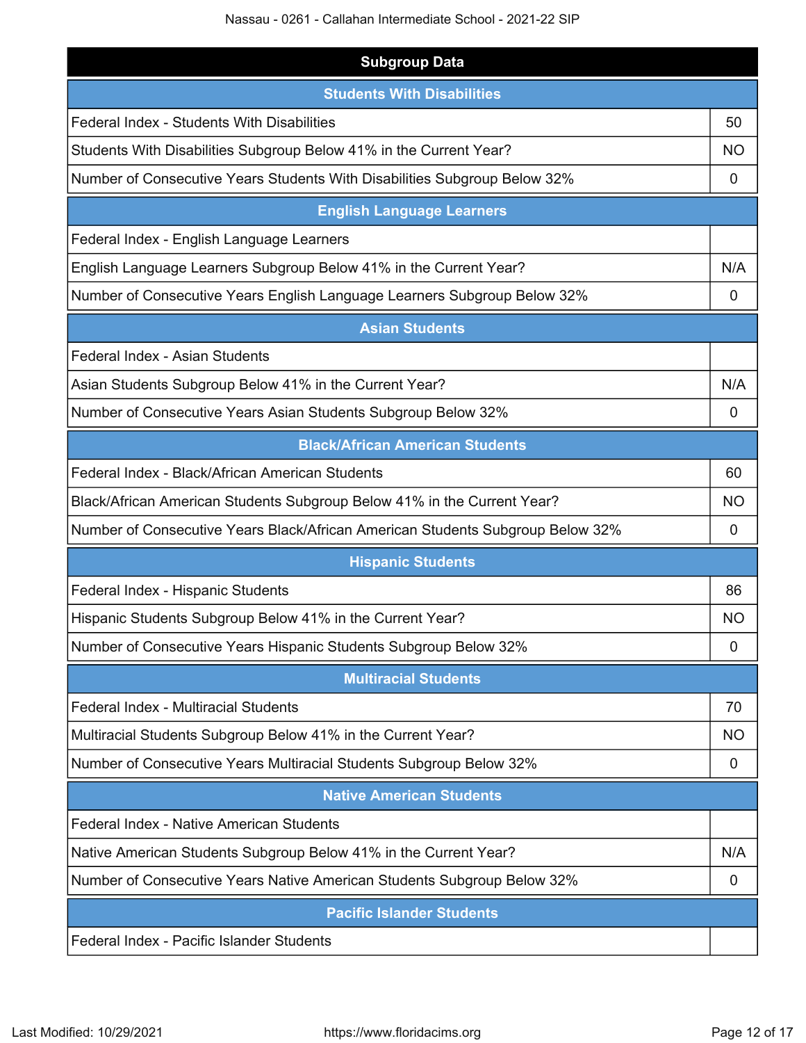## Subgroup Data

| Students With Disabilities | |
|---|---|
| Federal Index - Students With Disabilities | 50 |
| Students With Disabilities Subgroup Below 41% in the Current Year? | NO |
| Number of Consecutive Years Students With Disabilities Subgroup Below 32% | 0 |

| English Language Learners | |
|---|---|
| Federal Index - English Language Learners | |
| English Language Learners Subgroup Below 41% in the Current Year? | N/A |
| Number of Consecutive Years English Language Learners Subgroup Below 32% | 0 |

| Asian Students | |
|---|---|
| Federal Index - Asian Students | |
| Asian Students Subgroup Below 41% in the Current Year? | N/A |
| Number of Consecutive Years Asian Students Subgroup Below 32% | 0 |

| Black/African American Students | |
|---|---|
| Federal Index - Black/African American Students | 60 |
| Black/African American Students Subgroup Below 41% in the Current Year? | NO |
| Number of Consecutive Years Black/African American Students Subgroup Below 32% | 0 |

| Hispanic Students | |
|---|---|
| Federal Index - Hispanic Students | 86 |
| Hispanic Students Subgroup Below 41% in the Current Year? | NO |
| Number of Consecutive Years Hispanic Students Subgroup Below 32% | 0 |

| Multiracial Students | |
|---|---|
| Federal Index - Multiracial Students | 70 |
| Multiracial Students Subgroup Below 41% in the Current Year? | NO |
| Number of Consecutive Years Multiracial Students Subgroup Below 32% | 0 |

| Native American Students | |
|---|---|
| Federal Index - Native American Students | |
| Native American Students Subgroup Below 41% in the Current Year? | N/A |
| Number of Consecutive Years Native American Students Subgroup Below 32% | 0 |

| Pacific Islander Students | |
|---|---|
| Federal Index - Pacific Islander Students | |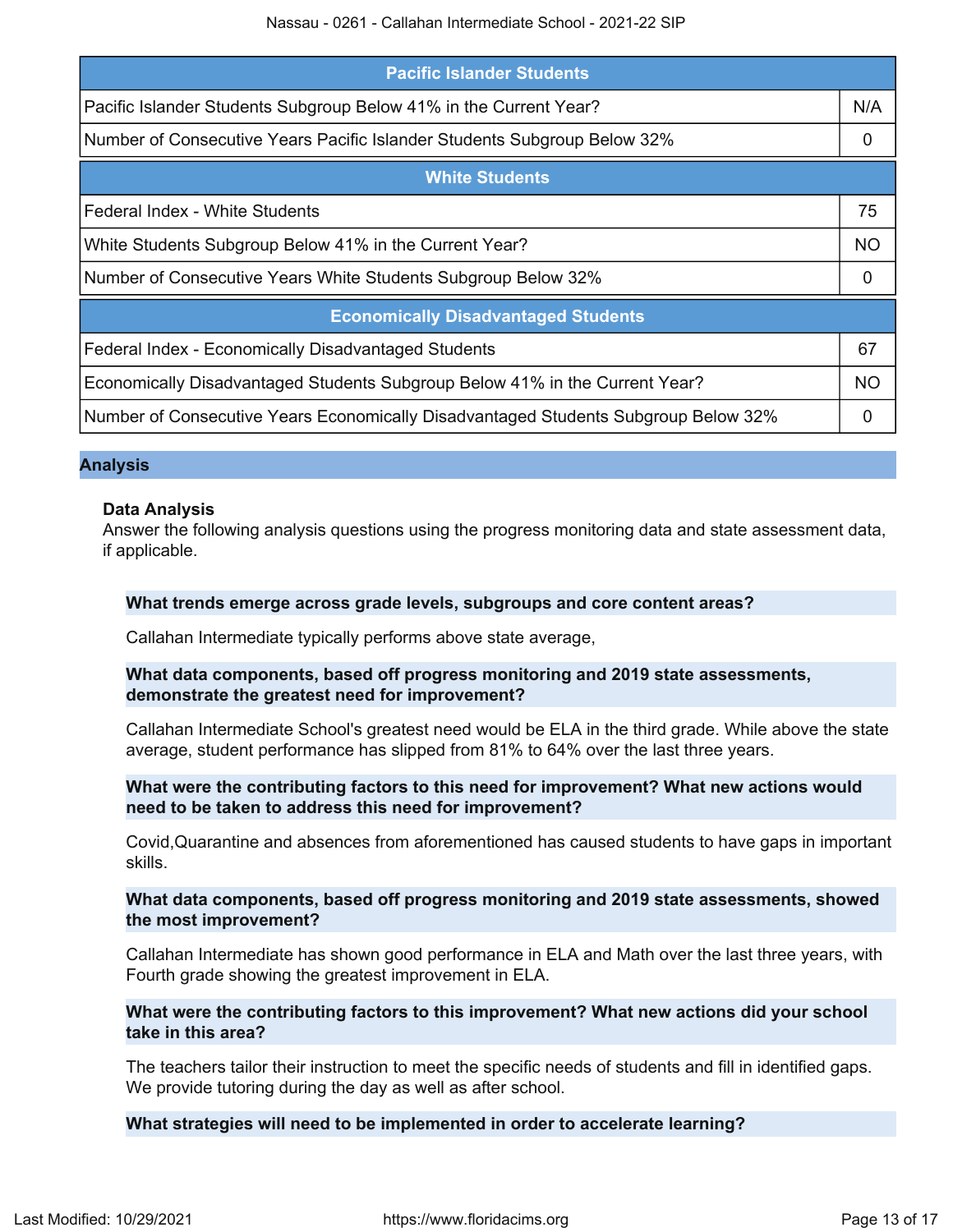| Pacific Islander Students | |
|---|---|
| Pacific Islander Students Subgroup Below 41% in the Current Year? | N/A |
| Number of Consecutive Years Pacific Islander Students Subgroup Below 32% | 0 |

| White Students | |
|---|---|
| Federal Index - White Students | 75 |
| White Students Subgroup Below 41% in the Current Year? | NO |
| Number of Consecutive Years White Students Subgroup Below 32% | 0 |

| Economically Disadvantaged Students | |
|---|---|
| Federal Index - Economically Disadvantaged Students | 67 |
| Economically Disadvantaged Students Subgroup Below 41% in the Current Year? | NO |
| Number of Consecutive Years Economically Disadvantaged Students Subgroup Below 32% | 0 |

## Analysis

### Data Analysis

Answer the following analysis questions using the progress monitoring data and state assessment data, if applicable.

**What trends emerge across grade levels, subgroups and core content areas?**

Callahan Intermediate typically performs above state average,

**What data components, based off progress monitoring and 2019 state assessments, demonstrate the greatest need for improvement?**

Callahan Intermediate School's greatest need would be ELA in the third grade. While above the state average, student performance has slipped from 81% to 64% over the last three years.

**What were the contributing factors to this need for improvement? What new actions would need to be taken to address this need for improvement?**

Covid,Quarantine and absences from aforementioned has caused students to have gaps in important skills.

**What data components, based off progress monitoring and 2019 state assessments, showed the most improvement?**

Callahan Intermediate has shown good performance in ELA and Math over the last three years, with Fourth grade showing the greatest improvement in ELA.

**What were the contributing factors to this improvement? What new actions did your school take in this area?**

The teachers tailor their instruction to meet the specific needs of students and fill in identified gaps. We provide tutoring during the day as well as after school.

**What strategies will need to be implemented in order to accelerate learning?**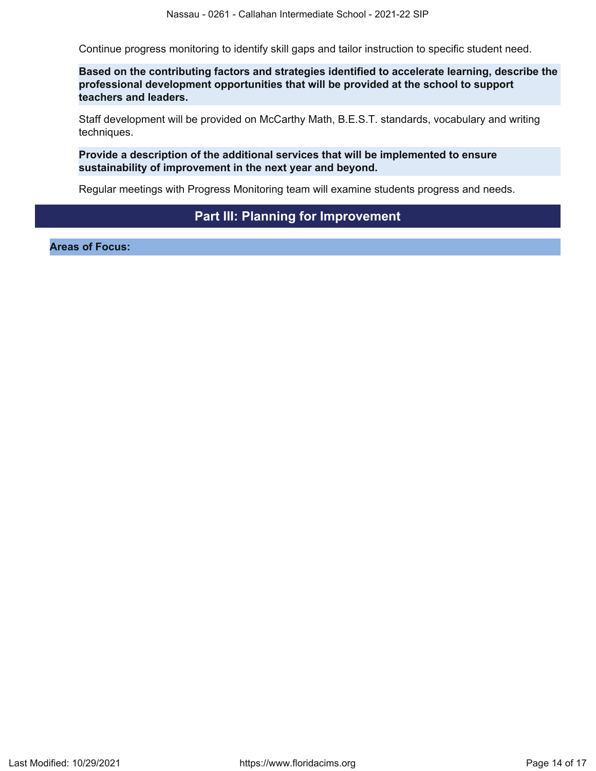Continue progress monitoring to identify skill gaps and tailor instruction to specific student need.

**Based on the contributing factors and strategies identified to accelerate learning, describe the professional development opportunities that will be provided at the school to support teachers and leaders.**

Staff development will be provided on McCarthy Math, B.E.S.T. standards, vocabulary and writing techniques.

**Provide a description of the additional services that will be implemented to ensure sustainability of improvement in the next year and beyond.**

Regular meetings with Progress Monitoring team will examine students progress and needs.

## Part III: Planning for Improvement

**Areas of Focus:**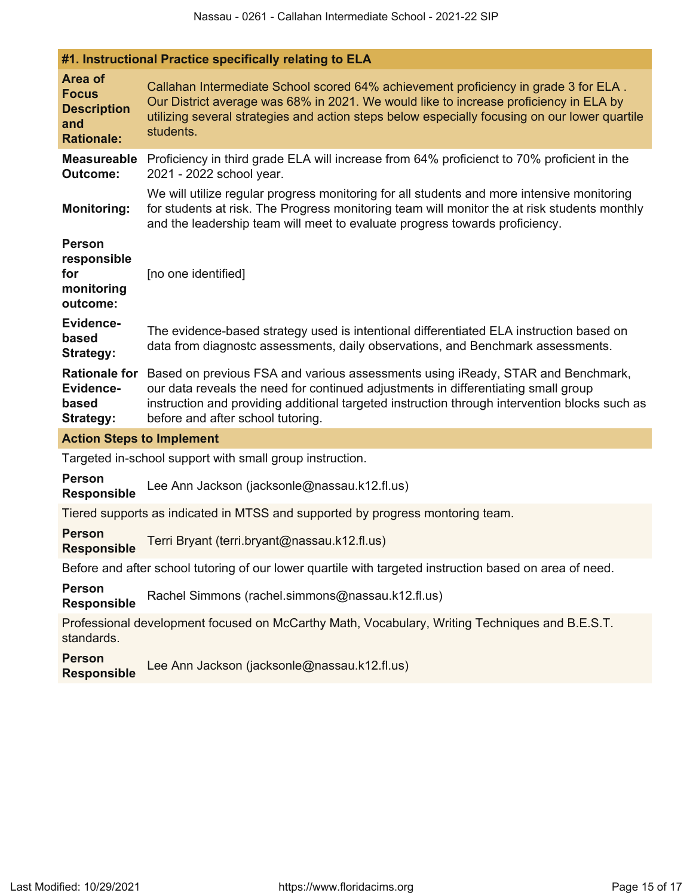### #1. Instructional Practice specifically relating to ELA

**Area of Focus Description and Rationale:** Callahan Intermediate School scored 64% achievement proficiency in grade 3 for ELA . Our District average was 68% in 2021. We would like to increase proficiency in ELA by utilizing several strategies and action steps below especially focusing on our lower quartile students.

**Measureable Outcome:** Proficiency in third grade ELA will increase from 64% proficienct to 70% proficient in the 2021 - 2022 school year.

**Monitoring:** We will utilize regular progress monitoring for all students and more intensive monitoring for students at risk. The Progress monitoring team will monitor the at risk students monthly and the leadership team will meet to evaluate progress towards proficiency.

**Person responsible for monitoring outcome:** [no one identified]

**Evidence-based Strategy:** The evidence-based strategy used is intentional differentiated ELA instruction based on data from diagnostc assessments, daily observations, and Benchmark assessments.

**Rationale for Evidence-based Strategy:** Based on previous FSA and various assessments using iReady, STAR and Benchmark, our data reveals the need for continued adjustments in differentiating small group instruction and providing additional targeted instruction through intervention blocks such as before and after school tutoring.

#### Action Steps to Implement

Targeted in-school support with small group instruction.

**Person Responsible** Lee Ann Jackson (jacksonle@nassau.k12.fl.us)

Tiered supports as indicated in MTSS and supported by progress montoring team.

**Person Responsible** Terri Bryant (terri.bryant@nassau.k12.fl.us)

Before and after school tutoring of our lower quartile with targeted instruction based on area of need.

**Person Responsible** Rachel Simmons (rachel.simmons@nassau.k12.fl.us)

Professional development focused on McCarthy Math, Vocabulary, Writing Techniques and B.E.S.T. standards.

**Person Responsible** Lee Ann Jackson (jacksonle@nassau.k12.fl.us)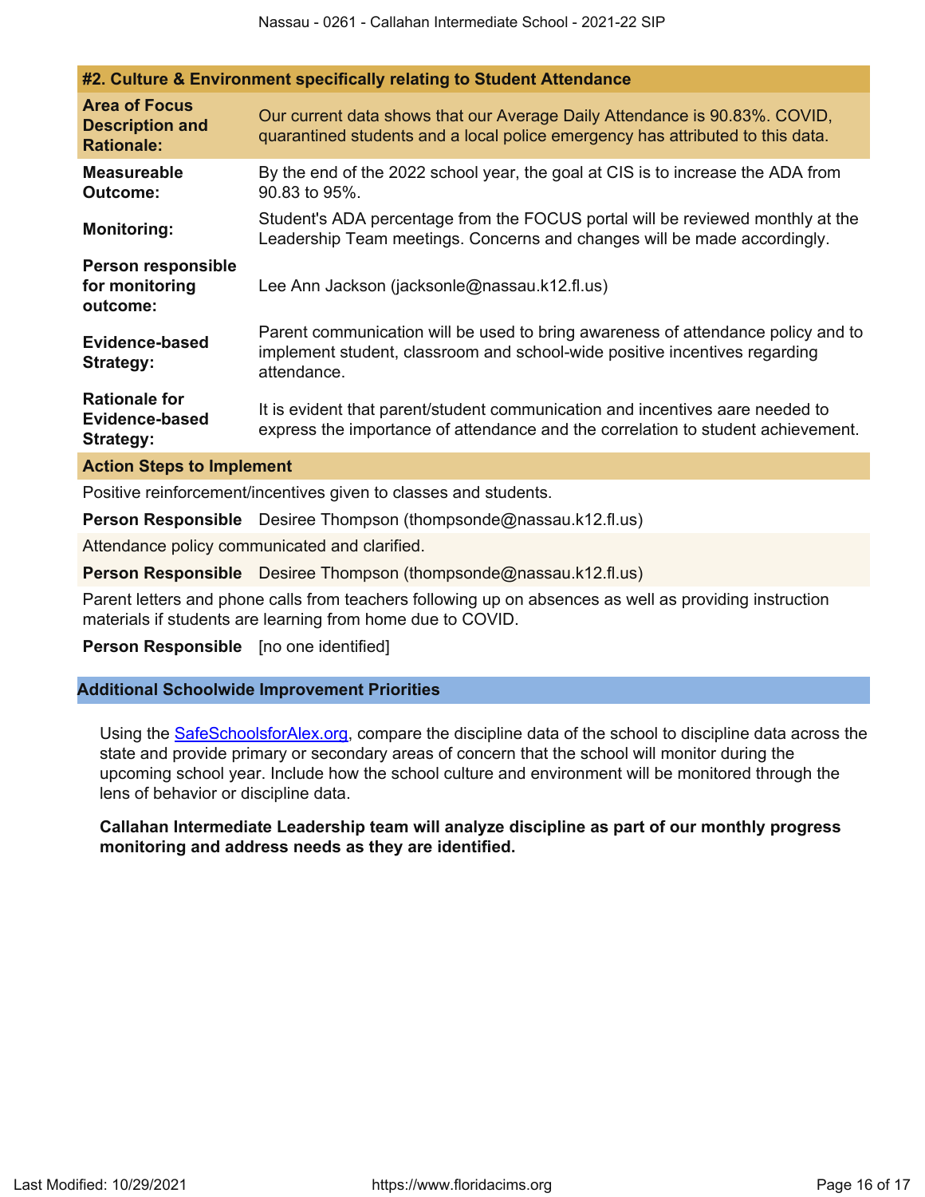#### #2. Culture & Environment specifically relating to Student Attendance

| | |
|---|---|
| **Area of Focus Description and Rationale:** | Our current data shows that our Average Daily Attendance is 90.83%. COVID, quarantined students and a local police emergency has attributed to this data. |
| **Measureable Outcome:** | By the end of the 2022 school year, the goal at CIS is to increase the ADA from 90.83 to 95%. |
| **Monitoring:** | Student's ADA percentage from the FOCUS portal will be reviewed monthly at the Leadership Team meetings. Concerns and changes will be made accordingly. |
| **Person responsible for monitoring outcome:** | Lee Ann Jackson (jacksonle@nassau.k12.fl.us) |
| **Evidence-based Strategy:** | Parent communication will be used to bring awareness of attendance policy and to implement student, classroom and school-wide positive incentives regarding attendance. |
| **Rationale for Evidence-based Strategy:** | It is evident that parent/student communication and incentives aare needed to express the importance of attendance and the correlation to student achievement. |

**Action Steps to Implement**

Positive reinforcement/incentives given to classes and students.

**Person Responsible** Desiree Thompson (thompsonde@nassau.k12.fl.us)

Attendance policy communicated and clarified.

**Person Responsible** Desiree Thompson (thompsonde@nassau.k12.fl.us)

Parent letters and phone calls from teachers following up on absences as well as providing instruction materials if students are learning from home due to COVID.

**Person Responsible** [no one identified]

## Additional Schoolwide Improvement Priorities

Using the SafeSchoolsforAlex.org, compare the discipline data of the school to discipline data across the state and provide primary or secondary areas of concern that the school will monitor during the upcoming school year. Include how the school culture and environment will be monitored through the lens of behavior or discipline data.

**Callahan Intermediate Leadership team will analyze discipline as part of our monthly progress monitoring and address needs as they are identified.**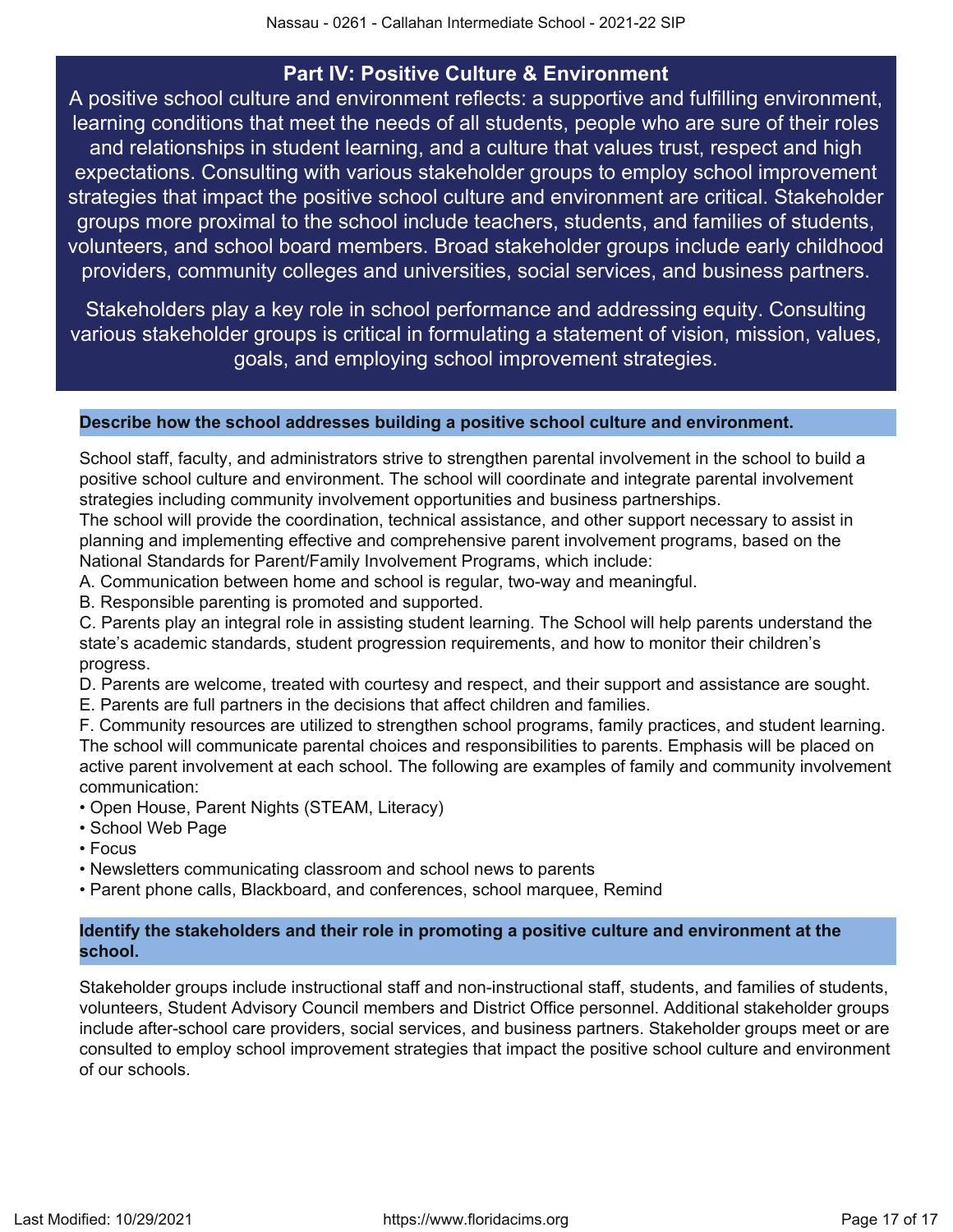## Part IV: Positive Culture & Environment

A positive school culture and environment reflects: a supportive and fulfilling environment, learning conditions that meet the needs of all students, people who are sure of their roles and relationships in student learning, and a culture that values trust, respect and high expectations. Consulting with various stakeholder groups to employ school improvement strategies that impact the positive school culture and environment are critical. Stakeholder groups more proximal to the school include teachers, students, and families of students, volunteers, and school board members. Broad stakeholder groups include early childhood providers, community colleges and universities, social services, and business partners.

Stakeholders play a key role in school performance and addressing equity. Consulting various stakeholder groups is critical in formulating a statement of vision, mission, values, goals, and employing school improvement strategies.

### Describe how the school addresses building a positive school culture and environment.

School staff, faculty, and administrators strive to strengthen parental involvement in the school to build a positive school culture and environment. The school will coordinate and integrate parental involvement strategies including community involvement opportunities and business partnerships.
The school will provide the coordination, technical assistance, and other support necessary to assist in planning and implementing effective and comprehensive parent involvement programs, based on the National Standards for Parent/Family Involvement Programs, which include:
A. Communication between home and school is regular, two-way and meaningful.
B. Responsible parenting is promoted and supported.
C. Parents play an integral role in assisting student learning. The School will help parents understand the state's academic standards, student progression requirements, and how to monitor their children's progress.
D. Parents are welcome, treated with courtesy and respect, and their support and assistance are sought.
E. Parents are full partners in the decisions that affect children and families.
F. Community resources are utilized to strengthen school programs, family practices, and student learning.
The school will communicate parental choices and responsibilities to parents. Emphasis will be placed on active parent involvement at each school. The following are examples of family and community involvement communication:
• Open House, Parent Nights (STEAM, Literacy)
• School Web Page
• Focus
• Newsletters communicating classroom and school news to parents
• Parent phone calls, Blackboard, and conferences, school marquee, Remind

### Identify the stakeholders and their role in promoting a positive culture and environment at the school.

Stakeholder groups include instructional staff and non-instructional staff, students, and families of students, volunteers, Student Advisory Council members and District Office personnel. Additional stakeholder groups include after-school care providers, social services, and business partners. Stakeholder groups meet or are consulted to employ school improvement strategies that impact the positive school culture and environment of our schools.